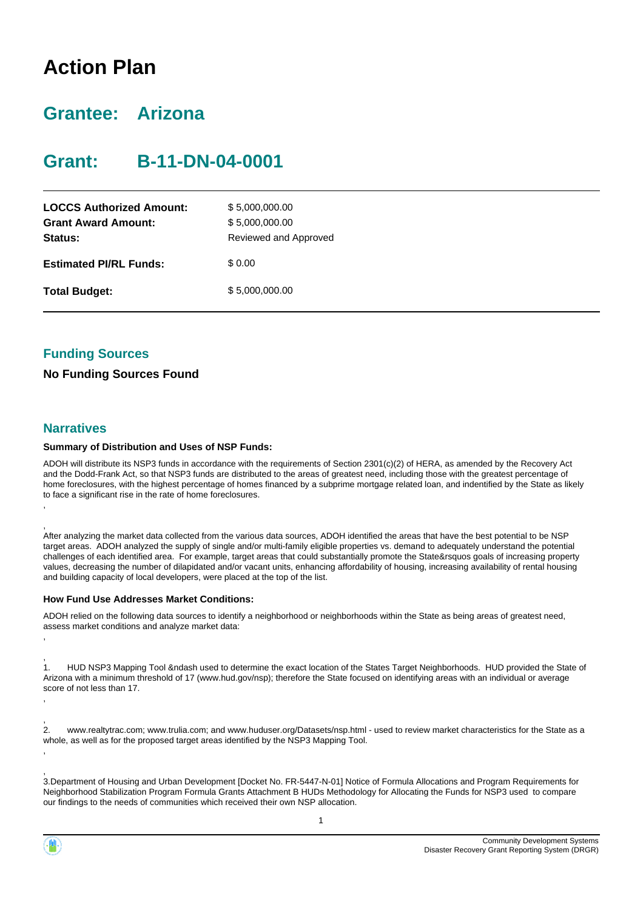# Action Plan

## Grantee: Arizona

## Grant: B-11-DN-04-0001

| | |
|---|---|
| **LOCCS Authorized Amount:** | $ 5,000,000.00 |
| **Grant Award Amount:** | $ 5,000,000.00 |
| **Status:** | Reviewed and Approved |
| **Estimated PI/RL Funds:** | $ 0.00 |
| **Total Budget:** | $ 5,000,000.00 |

### Funding Sources

**No Funding Sources Found**

### Narratives

**Summary of Distribution and Uses of NSP Funds:**

ADOH will distribute its NSP3 funds in accordance with the requirements of Section 2301(c)(2) of HERA, as amended by the Recovery Act and the Dodd-Frank Act, so that NSP3 funds are distributed to the areas of greatest need, including those with the greatest percentage of home foreclosures, with the highest percentage of homes financed by a subprime mortgage related loan, and indentified by the State as likely to face a significant rise in the rate of home foreclosures.

,

,

After analyzing the market data collected from the various data sources, ADOH identified the areas that have the best potential to be NSP target areas. ADOH analyzed the supply of single and/or multi-family eligible properties vs. demand to adequately understand the potential challenges of each identified area. For example, target areas that could substantially promote the State&rsquos goals of increasing property values, decreasing the number of dilapidated and/or vacant units, enhancing affordability of housing, increasing availability of rental housing and building capacity of local developers, were placed at the top of the list.

**How Fund Use Addresses Market Conditions:**

ADOH relied on the following data sources to identify a neighborhood or neighborhoods within the State as being areas of greatest need, assess market conditions and analyze market data:

,

,

1. HUD NSP3 Mapping Tool &ndash used to determine the exact location of the States Target Neighborhoods. HUD provided the State of Arizona with a minimum threshold of 17 (www.hud.gov/nsp); therefore the State focused on identifying areas with an individual or average score of not less than 17.

,

,

2. www.realtytrac.com; www.trulia.com; and www.huduser.org/Datasets/nsp.html - used to review market characteristics for the State as a whole, as well as for the proposed target areas identified by the NSP3 Mapping Tool.

,

,

3.Department of Housing and Urban Development [Docket No. FR-5447-N-01] Notice of Formula Allocations and Program Requirements for Neighborhood Stabilization Program Formula Grants Attachment B HUDs Methodology for Allocating the Funds for NSP3 used to compare our findings to the needs of communities which received their own NSP allocation.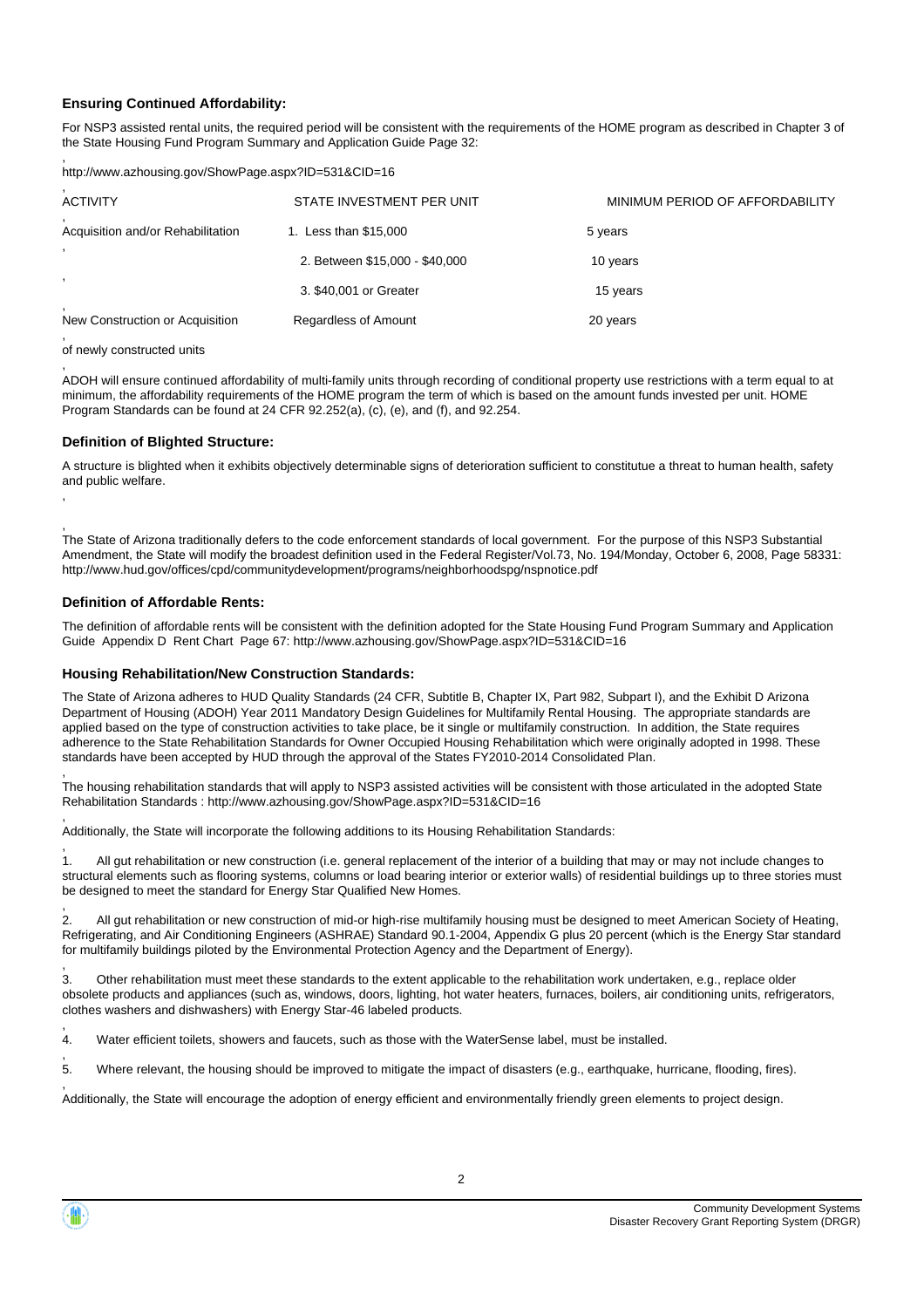### Ensuring Continued Affordability:

For NSP3 assisted rental units, the required period will be consistent with the requirements of the HOME program as described in Chapter 3 of the State Housing Fund Program Summary and Application Guide Page 32:

http://www.azhousing.gov/ShowPage.aspx?ID=531&CID=16

| ACTIVITY | STATE INVESTMENT PER UNIT | MINIMUM PERIOD OF AFFORDABILITY |
|---|---|---|
| Acquisition and/or Rehabilitation | 1. Less than $15,000 | 5 years |
| | 2. Between $15,000 - $40,000 | 10 years |
| | 3. $40,001 or Greater | 15 years |
| New Construction or Acquisition | Regardless of Amount | 20 years |

of newly constructed units

ADOH will ensure continued affordability of multi-family units through recording of conditional property use restrictions with a term equal to at minimum, the affordability requirements of the HOME program the term of which is based on the amount funds invested per unit. HOME Program Standards can be found at 24 CFR 92.252(a), (c), (e), and (f), and 92.254.

### Definition of Blighted Structure:

A structure is blighted when it exhibits objectively determinable signs of deterioration sufficient to constitutue a threat to human health, safety and public welfare.

The State of Arizona traditionally defers to the code enforcement standards of local government. For the purpose of this NSP3 Substantial Amendment, the State will modify the broadest definition used in the Federal Register/Vol.73, No. 194/Monday, October 6, 2008, Page 58331: http://www.hud.gov/offices/cpd/communitydevelopment/programs/neighborhoodspg/nspnotice.pdf

### Definition of Affordable Rents:

The definition of affordable rents will be consistent with the definition adopted for the State Housing Fund Program Summary and Application Guide Appendix D Rent Chart Page 67: http://www.azhousing.gov/ShowPage.aspx?ID=531&CID=16

### Housing Rehabilitation/New Construction Standards:

The State of Arizona adheres to HUD Quality Standards (24 CFR, Subtitle B, Chapter IX, Part 982, Subpart I), and the Exhibit D Arizona Department of Housing (ADOH) Year 2011 Mandatory Design Guidelines for Multifamily Rental Housing. The appropriate standards are applied based on the type of construction activities to take place, be it single or multifamily construction. In addition, the State requires adherence to the State Rehabilitation Standards for Owner Occupied Housing Rehabilitation which were originally adopted in 1998. These standards have been accepted by HUD through the approval of the States FY2010-2014 Consolidated Plan.

The housing rehabilitation standards that will apply to NSP3 assisted activities will be consistent with those articulated in the adopted State Rehabilitation Standards : http://www.azhousing.gov/ShowPage.aspx?ID=531&CID=16

Additionally, the State will incorporate the following additions to its Housing Rehabilitation Standards:

1. All gut rehabilitation or new construction (i.e. general replacement of the interior of a building that may or may not include changes to structural elements such as flooring systems, columns or load bearing interior or exterior walls) of residential buildings up to three stories must be designed to meet the standard for Energy Star Qualified New Homes.

2. All gut rehabilitation or new construction of mid-or high-rise multifamily housing must be designed to meet American Society of Heating, Refrigerating, and Air Conditioning Engineers (ASHRAE) Standard 90.1-2004, Appendix G plus 20 percent (which is the Energy Star standard for multifamily buildings piloted by the Environmental Protection Agency and the Department of Energy).

3. Other rehabilitation must meet these standards to the extent applicable to the rehabilitation work undertaken, e.g., replace older obsolete products and appliances (such as, windows, doors, lighting, hot water heaters, furnaces, boilers, air conditioning units, refrigerators, clothes washers and dishwashers) with Energy Star-46 labeled products.

4. Water efficient toilets, showers and faucets, such as those with the WaterSense label, must be installed.

5. Where relevant, the housing should be improved to mitigate the impact of disasters (e.g., earthquake, hurricane, flooding, fires).

Additionally, the State will encourage the adoption of energy efficient and environmentally friendly green elements to project design.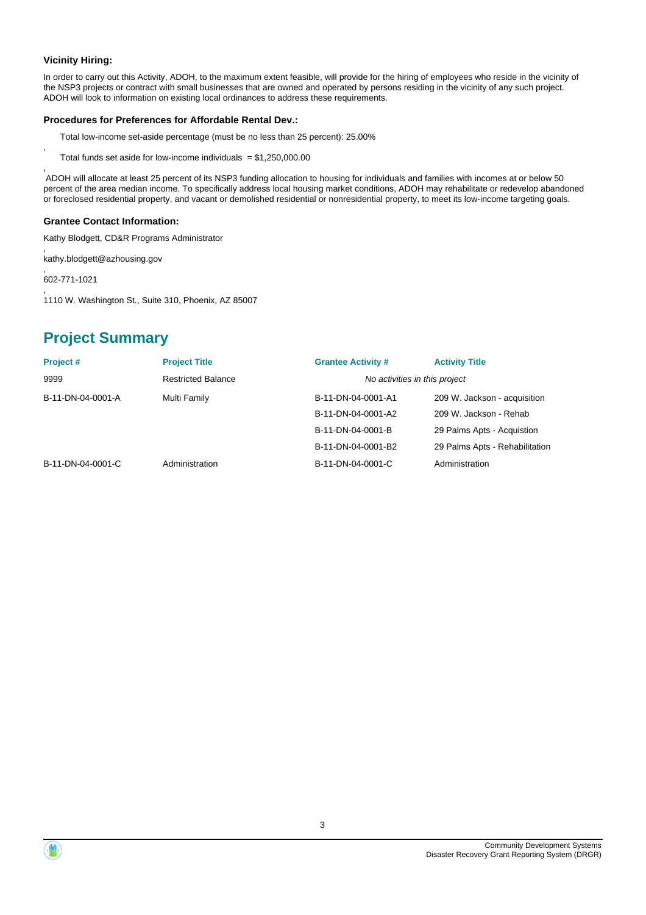**Vicinity Hiring:**

In order to carry out this Activity, ADOH, to the maximum extent feasible, will provide for the hiring of employees who reside in the vicinity of the NSP3 projects or contract with small businesses that are owned and operated by persons residing in the vicinity of any such project. ADOH will look to information on existing local ordinances to address these requirements.

**Procedures for Preferences for Affordable Rental Dev.:**

Total low-income set-aside percentage (must be no less than 25 percent): 25.00%

,

Total funds set aside for low-income individuals = $1,250,000.00

,

ADOH will allocate at least 25 percent of its NSP3 funding allocation to housing for individuals and families with incomes at or below 50 percent of the area median income. To specifically address local housing market conditions, ADOH may rehabilitate or redevelop abandoned or foreclosed residential property, and vacant or demolished residential or nonresidential property, to meet its low-income targeting goals.

**Grantee Contact Information:**

Kathy Blodgett, CD&R Programs Administrator

,

kathy.blodgett@azhousing.gov

,

602-771-1021

,

1110 W. Washington St., Suite 310, Phoenix, AZ 85007

## Project Summary

| Project # | Project Title | Grantee Activity # | Activity Title |
|---|---|---|---|
| 9999 | Restricted Balance | *No activities in this project* | |
| B-11-DN-04-0001-A | Multi Family | B-11-DN-04-0001-A1 | 209 W. Jackson - acquisition |
| | | B-11-DN-04-0001-A2 | 209 W. Jackson - Rehab |
| | | B-11-DN-04-0001-B | 29 Palms Apts - Acquistion |
| | | B-11-DN-04-0001-B2 | 29 Palms Apts - Rehabilitation |
| B-11-DN-04-0001-C | Administration | B-11-DN-04-0001-C | Administration |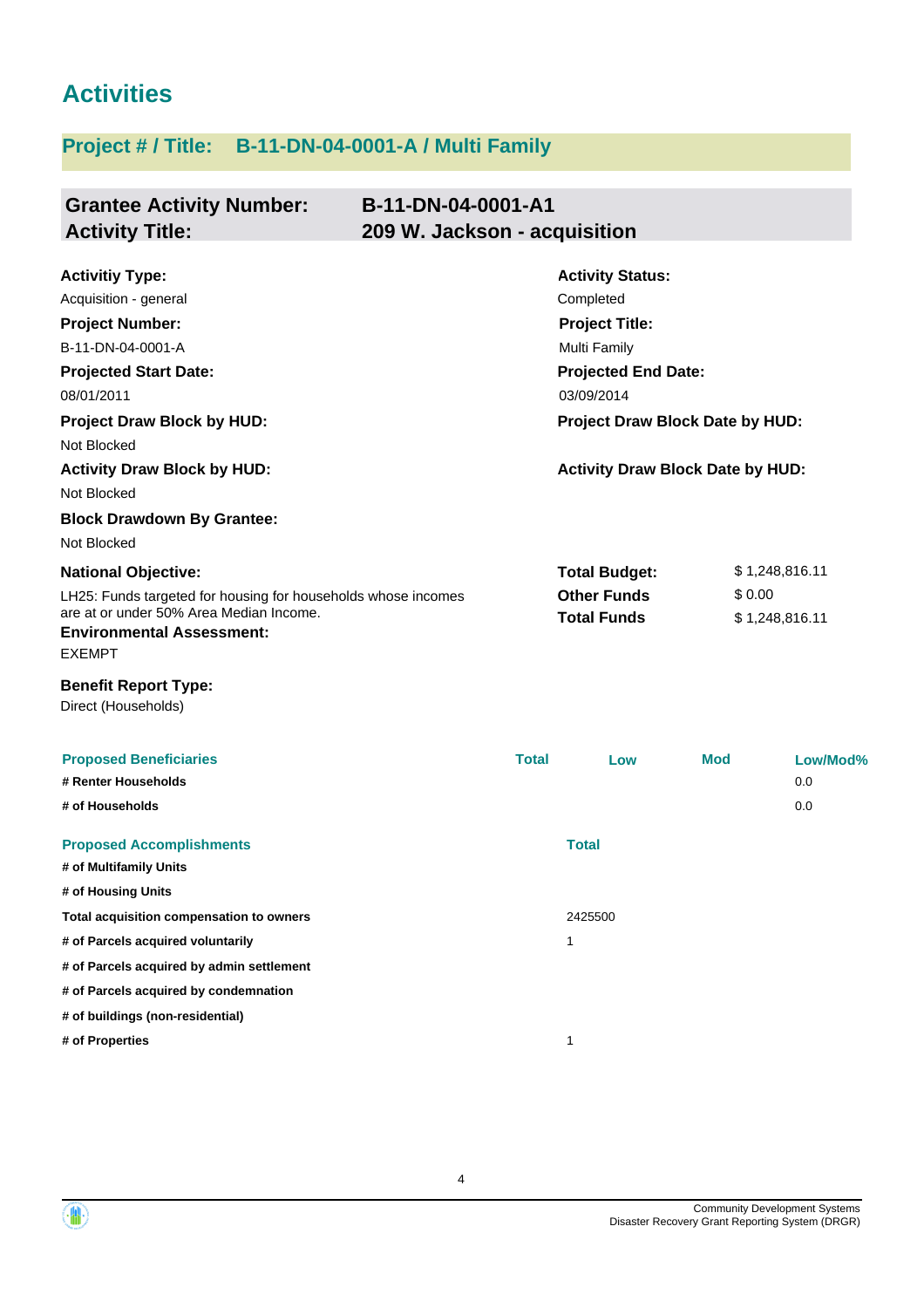# Activities

## Project # / Title: B-11-DN-04-0001-A / Multi Family

| | |
|---|---|
| **Grantee Activity Number:** | **B-11-DN-04-0001-A1** |
| **Activity Title:** | **209 W. Jackson - acquisition** |

**Activitiy Type:**
Acquisition - general

**Activity Status:**
Completed

**Project Number:**
B-11-DN-04-0001-A

**Project Title:**
Multi Family

**Projected Start Date:**
08/01/2011

**Projected End Date:**
03/09/2014

**Project Draw Block by HUD:**
Not Blocked

**Project Draw Block Date by HUD:**

**Activity Draw Block by HUD:**
Not Blocked

**Activity Draw Block Date by HUD:**

**Block Drawdown By Grantee:**
Not Blocked

**National Objective:**
LH25: Funds targeted for housing for households whose incomes are at or under 50% Area Median Income.

| | |
|---|---|
| **Total Budget:** | $ 1,248,816.11 |
| **Other Funds** | $ 0.00 |
| **Total Funds** | $ 1,248,816.11 |

**Environmental Assessment:**
EXEMPT

**Benefit Report Type:**
Direct (Households)

| Proposed Beneficiaries | Total | Low | Mod | Low/Mod% |
|---|---|---|---|---|
| # Renter Households | | | | 0.0 |
| # of Households | | | | 0.0 |

| Proposed Accomplishments | Total |
|---|---|
| # of Multifamily Units | |
| # of Housing Units | |
| Total acquisition compensation to owners | 2425500 |
| # of Parcels acquired voluntarily | 1 |
| # of Parcels acquired by admin settlement | |
| # of Parcels acquired by condemnation | |
| # of buildings (non-residential) | |
| # of Properties | 1 |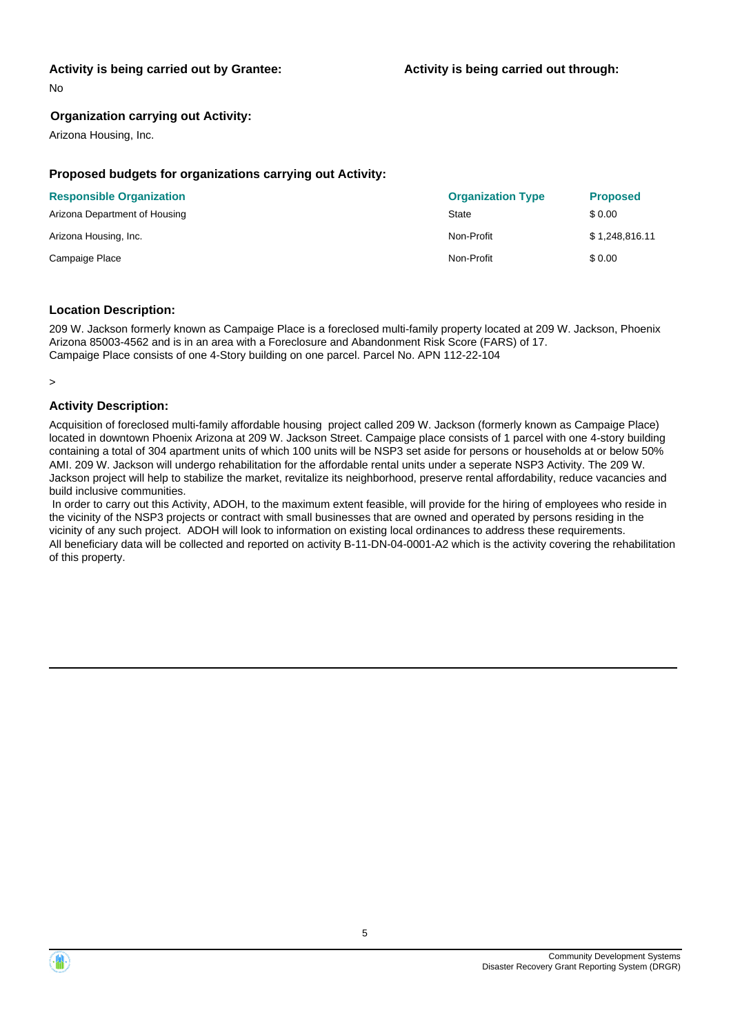**Activity is being carried out by Grantee:**

No

**Activity is being carried out through:**

**Organization carrying out Activity:**

Arizona Housing, Inc.

**Proposed budgets for organizations carrying out Activity:**

| Responsible Organization | Organization Type | Proposed |
| --- | --- | --- |
| Arizona Department of Housing | State | $ 0.00 |
| Arizona Housing, Inc. | Non-Profit | $ 1,248,816.11 |
| Campaige Place | Non-Profit | $ 0.00 |

**Location Description:**

209 W. Jackson formerly known as Campaige Place is a foreclosed multi-family property located at 209 W. Jackson, Phoenix Arizona 85003-4562 and is in an area with a Foreclosure and Abandonment Risk Score (FARS) of 17.
Campaige Place consists of one 4-Story building on one parcel. Parcel No. APN 112-22-104

>

**Activity Description:**

Acquisition of foreclosed multi-family affordable housing project called 209 W. Jackson (formerly known as Campaige Place) located in downtown Phoenix Arizona at 209 W. Jackson Street. Campaige place consists of 1 parcel with one 4-story building containing a total of 304 apartment units of which 100 units will be NSP3 set aside for persons or households at or below 50% AMI. 209 W. Jackson will undergo rehabilitation for the affordable rental units under a seperate NSP3 Activity. The 209 W. Jackson project will help to stabilize the market, revitalize its neighborhood, preserve rental affordability, reduce vacancies and build inclusive communities.
In order to carry out this Activity, ADOH, to the maximum extent feasible, will provide for the hiring of employees who reside in the vicinity of the NSP3 projects or contract with small businesses that are owned and operated by persons residing in the vicinity of any such project. ADOH will look to information on existing local ordinances to address these requirements.
All beneficiary data will be collected and reported on activity B-11-DN-04-0001-A2 which is the activity covering the rehabilitation of this property.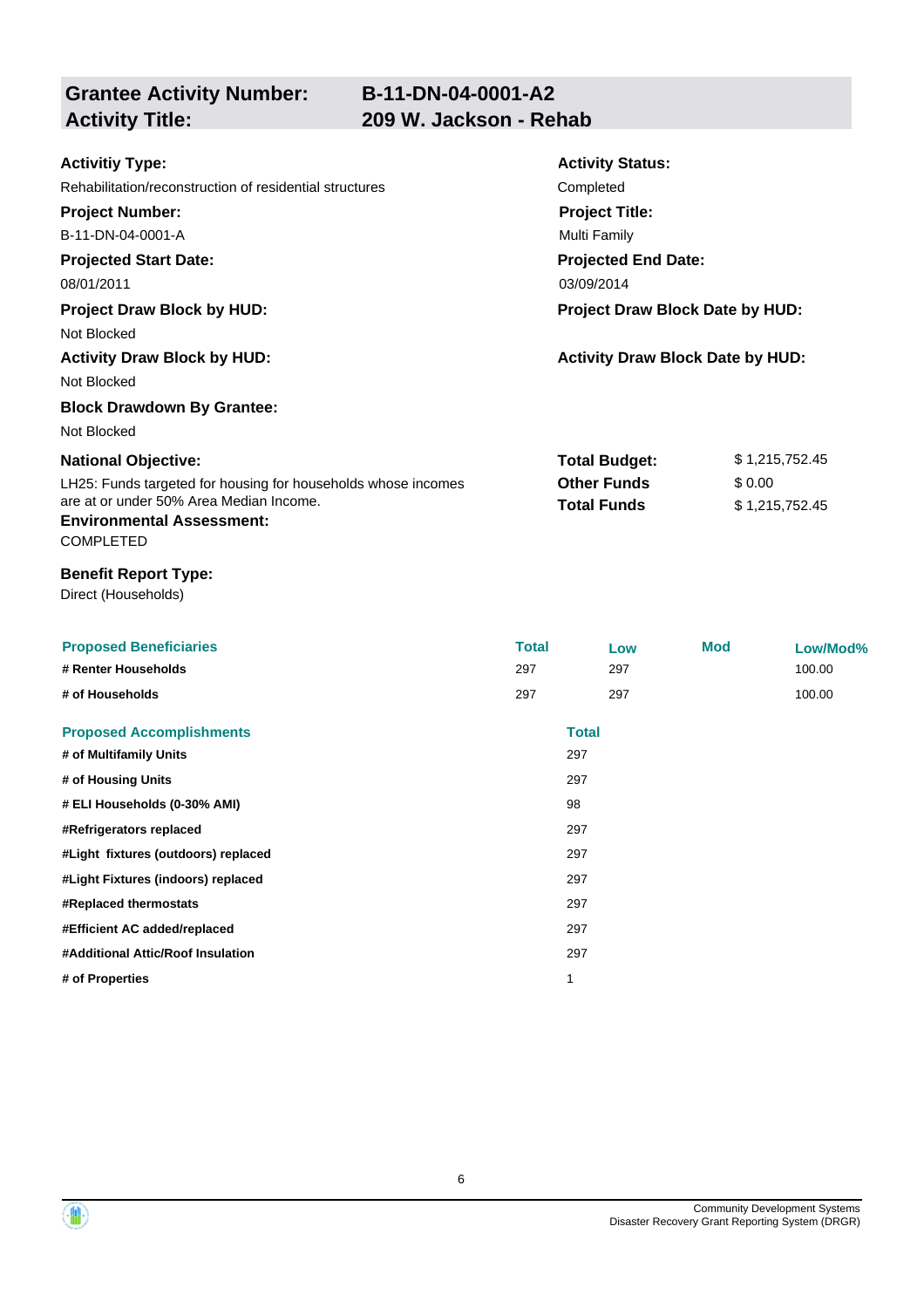## Grantee Activity Number: B-11-DN-04-0001-A2
## Activity Title: 209 W. Jackson - Rehab

**Activitiy Type:**
Rehabilitation/reconstruction of residential structures

**Activity Status:**
Completed

**Project Number:**
B-11-DN-04-0001-A

**Project Title:**
Multi Family

**Projected Start Date:**
08/01/2011

**Projected End Date:**
03/09/2014

**Project Draw Block by HUD:**
Not Blocked

**Project Draw Block Date by HUD:**

**Activity Draw Block by HUD:**
Not Blocked

**Activity Draw Block Date by HUD:**

**Block Drawdown By Grantee:**
Not Blocked

**National Objective:**
LH25: Funds targeted for housing for households whose incomes are at or under 50% Area Median Income.

**Total Budget:** $ 1,215,752.45
**Other Funds** $ 0.00
**Total Funds** $ 1,215,752.45

**Environmental Assessment:**
COMPLETED

**Benefit Report Type:**
Direct (Households)

| Proposed Beneficiaries | Total | Low | Mod | Low/Mod% |
|---|---|---|---|---|
| # Renter Households | 297 | 297 | | 100.00 |
| # of Households | 297 | 297 | | 100.00 |

| Proposed Accomplishments | Total |
|---|---|
| # of Multifamily Units | 297 |
| # of Housing Units | 297 |
| # ELI Households (0-30% AMI) | 98 |
| #Refrigerators replaced | 297 |
| #Light fixtures (outdoors) replaced | 297 |
| #Light Fixtures (indoors) replaced | 297 |
| #Replaced thermostats | 297 |
| #Efficient AC added/replaced | 297 |
| #Additional Attic/Roof Insulation | 297 |
| # of Properties | 1 |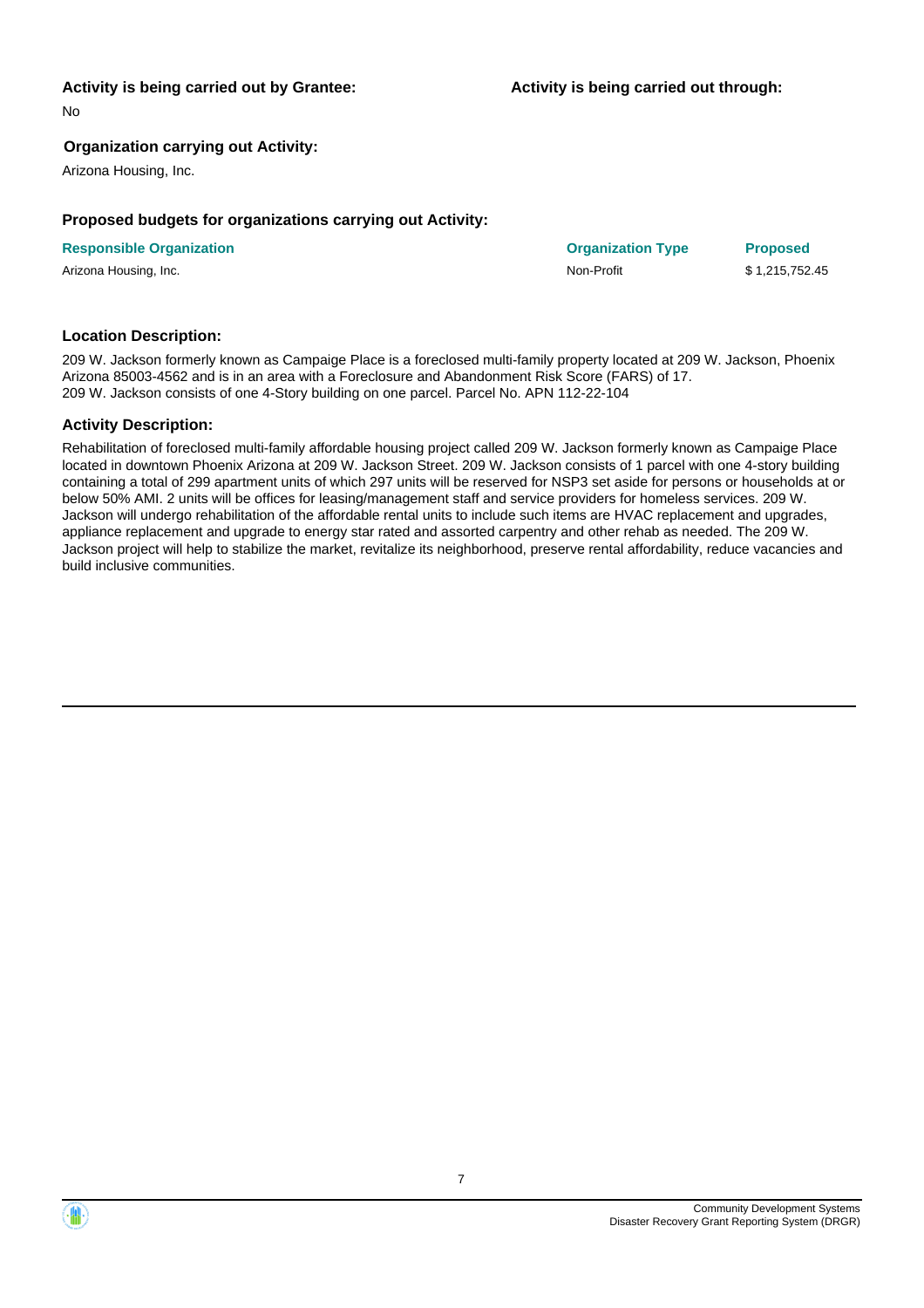**Activity is being carried out by Grantee:**

No

**Activity is being carried out through:**

**Organization carrying out Activity:**

Arizona Housing, Inc.

### Proposed budgets for organizations carrying out Activity:

| Responsible Organization | Organization Type | Proposed |
|---|---|---|
| Arizona Housing, Inc. | Non-Profit | $ 1,215,752.45 |

### Location Description:

209 W. Jackson formerly known as Campaige Place is a foreclosed multi-family property located at 209 W. Jackson, Phoenix Arizona 85003-4562 and is in an area with a Foreclosure and Abandonment Risk Score (FARS) of 17.
209 W. Jackson consists of one 4-Story building on one parcel. Parcel No. APN 112-22-104

### Activity Description:

Rehabilitation of foreclosed multi-family affordable housing project called 209 W. Jackson formerly known as Campaige Place located in downtown Phoenix Arizona at 209 W. Jackson Street. 209 W. Jackson consists of 1 parcel with one 4-story building containing a total of 299 apartment units of which 297 units will be reserved for NSP3 set aside for persons or households at or below 50% AMI. 2 units will be offices for leasing/management staff and service providers for homeless services. 209 W. Jackson will undergo rehabilitation of the affordable rental units to include such items are HVAC replacement and upgrades, appliance replacement and upgrade to energy star rated and assorted carpentry and other rehab as needed. The 209 W. Jackson project will help to stabilize the market, revitalize its neighborhood, preserve rental affordability, reduce vacancies and build inclusive communities.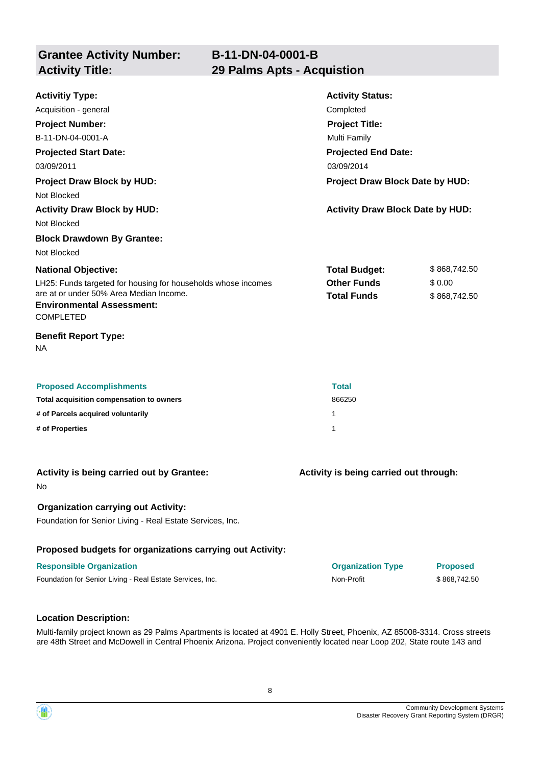## Grantee Activity Number: B-11-DN-04-0001-B
## Activity Title: 29 Palms Apts - Acquistion

**Activitiy Type:**
Acquisition - general

**Activity Status:**
Completed

**Project Number:**
B-11-DN-04-0001-A

**Project Title:**
Multi Family

**Projected Start Date:**
03/09/2011

**Projected End Date:**
03/09/2014

**Project Draw Block by HUD:**
Not Blocked

**Project Draw Block Date by HUD:**

**Activity Draw Block by HUD:**
Not Blocked

**Activity Draw Block Date by HUD:**

**Block Drawdown By Grantee:**
Not Blocked

**National Objective:**
LH25: Funds targeted for housing for households whose incomes are at or under 50% Area Median Income.

| | |
|---|---|
| **Total Budget:** | $ 868,742.50 |
| **Other Funds** | $ 0.00 |
| **Total Funds** | $ 868,742.50 |

**Environmental Assessment:**
COMPLETED

**Benefit Report Type:**
NA

| Proposed Accomplishments | Total |
|---|---|
| Total acquisition compensation to owners | 866250 |
| # of Parcels acquired voluntarily | 1 |
| # of Properties | 1 |

**Activity is being carried out by Grantee:**
No

**Activity is being carried out through:**

**Organization carrying out Activity:**
Foundation for Senior Living - Real Estate Services, Inc.

**Proposed budgets for organizations carrying out Activity:**

| Responsible Organization | Organization Type | Proposed |
|---|---|---|
| Foundation for Senior Living - Real Estate Services, Inc. | Non-Profit | $ 868,742.50 |

**Location Description:**

Multi-family project known as 29 Palms Apartments is located at 4901 E. Holly Street, Phoenix, AZ 85008-3314. Cross streets are 48th Street and McDowell in Central Phoenix Arizona. Project conveniently located near Loop 202, State route 143 and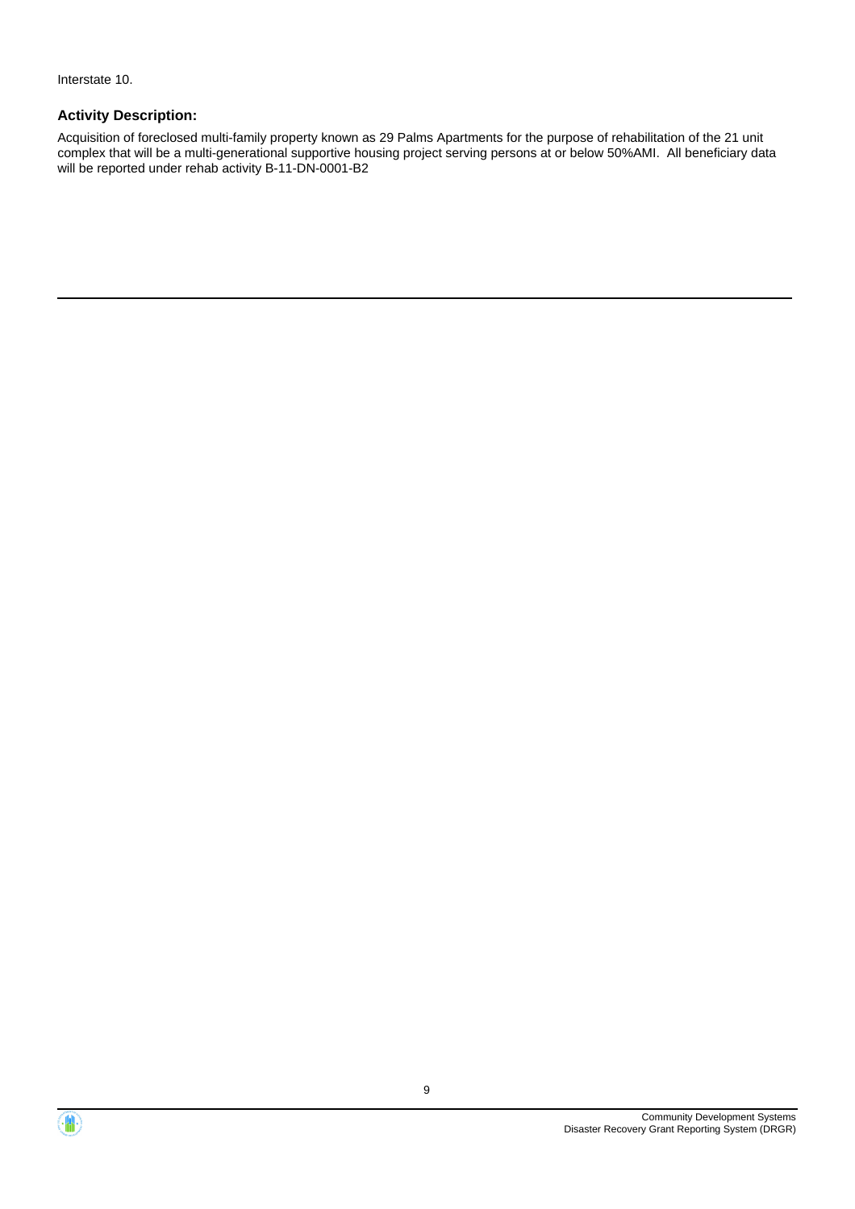Interstate 10.

### Activity Description:

Acquisition of foreclosed multi-family property known as 29 Palms Apartments for the purpose of rehabilitation of the 21 unit complex that will be a multi-generational supportive housing project serving persons at or below 50%AMI.  All beneficiary data will be reported under rehab activity B-11-DN-0001-B2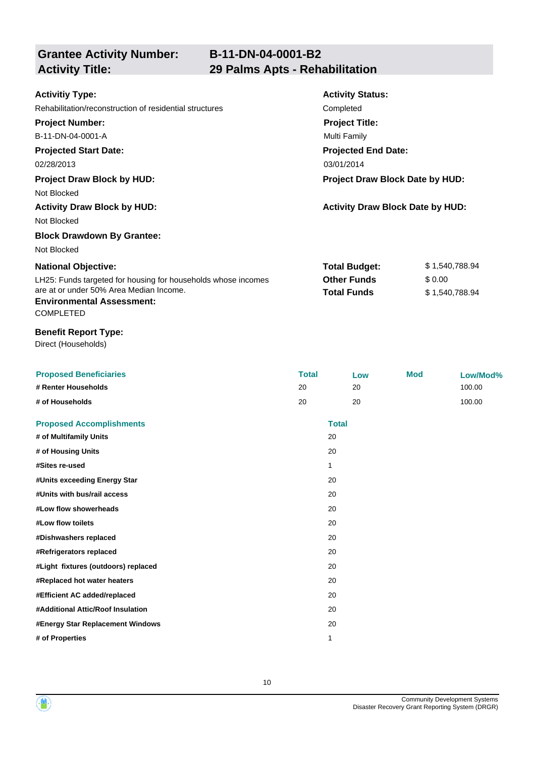## Grantee Activity Number: B-11-DN-04-0001-B2
## Activity Title: 29 Palms Apts - Rehabilitation

**Activitiy Type:**
Rehabilitation/reconstruction of residential structures

**Activity Status:**
Completed

**Project Number:**
B-11-DN-04-0001-A

**Project Title:**
Multi Family

**Projected Start Date:**
02/28/2013

**Projected End Date:**
03/01/2014

**Project Draw Block by HUD:**
Not Blocked

**Project Draw Block Date by HUD:**

**Activity Draw Block by HUD:**
Not Blocked

**Activity Draw Block Date by HUD:**

**Block Drawdown By Grantee:**
Not Blocked

**National Objective:**
LH25: Funds targeted for housing for households whose incomes are at or under 50% Area Median Income.

| | |
|---|---|
| **Total Budget:** | $ 1,540,788.94 |
| **Other Funds** | $ 0.00 |
| **Total Funds** | $ 1,540,788.94 |

**Environmental Assessment:**
COMPLETED

**Benefit Report Type:**
Direct (Households)

| Proposed Beneficiaries | Total | Low | Mod | Low/Mod% |
|---|---|---|---|---|
| # Renter Households | 20 | 20 | | 100.00 |
| # of Households | 20 | 20 | | 100.00 |

| Proposed Accomplishments | Total |
|---|---|
| # of Multifamily Units | 20 |
| # of Housing Units | 20 |
| #Sites re-used | 1 |
| #Units exceeding Energy Star | 20 |
| #Units with bus/rail access | 20 |
| #Low flow showerheads | 20 |
| #Low flow toilets | 20 |
| #Dishwashers replaced | 20 |
| #Refrigerators replaced | 20 |
| #Light fixtures (outdoors) replaced | 20 |
| #Replaced hot water heaters | 20 |
| #Efficient AC added/replaced | 20 |
| #Additional Attic/Roof Insulation | 20 |
| #Energy Star Replacement Windows | 20 |
| # of Properties | 1 |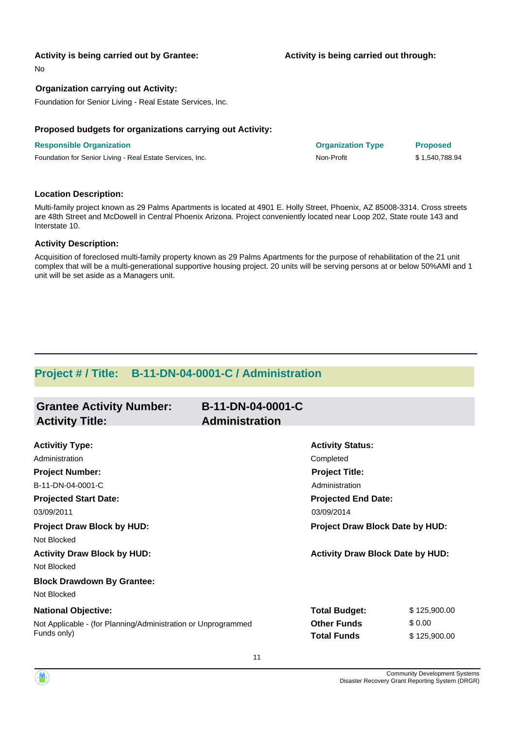**Activity is being carried out by Grantee:**

No

**Activity is being carried out through:**

**Organization carrying out Activity:**

Foundation for Senior Living - Real Estate Services, Inc.

**Proposed budgets for organizations carrying out Activity:**

| Responsible Organization | Organization Type | Proposed |
| --- | --- | --- |
| Foundation for Senior Living - Real Estate Services, Inc. | Non-Profit | $ 1,540,788.94 |

**Location Description:**

Multi-family project known as 29 Palms Apartments is located at 4901 E. Holly Street, Phoenix, AZ 85008-3314. Cross streets are 48th Street and McDowell in Central Phoenix Arizona. Project conveniently located near Loop 202, State route 143 and Interstate 10.

**Activity Description:**

Acquisition of foreclosed multi-family property known as 29 Palms Apartments for the purpose of rehabilitation of the 21 unit complex that will be a multi-generational supportive housing project. 20 units will be serving persons at or below 50%AMI and 1 unit will be set aside as a Managers unit.

---

## Project # / Title: B-11-DN-04-0001-C / Administration

### Grantee Activity Number: B-11-DN-04-0001-C
### Activity Title: Administration

**Activitiy Type:**

Administration

**Activity Status:**

Completed

**Project Number:**

B-11-DN-04-0001-C

**Project Title:**

Administration

**Projected Start Date:**

03/09/2011

**Projected End Date:**

03/09/2014

**Project Draw Block by HUD:**

Not Blocked

**Project Draw Block Date by HUD:**

**Activity Draw Block by HUD:**

Not Blocked

**Activity Draw Block Date by HUD:**

**Block Drawdown By Grantee:**

Not Blocked

**National Objective:**

Not Applicable - (for Planning/Administration or Unprogrammed Funds only)

| | |
| --- | --- |
| **Total Budget:** | $ 125,900.00 |
| **Other Funds** | $ 0.00 |
| **Total Funds** | $ 125,900.00 |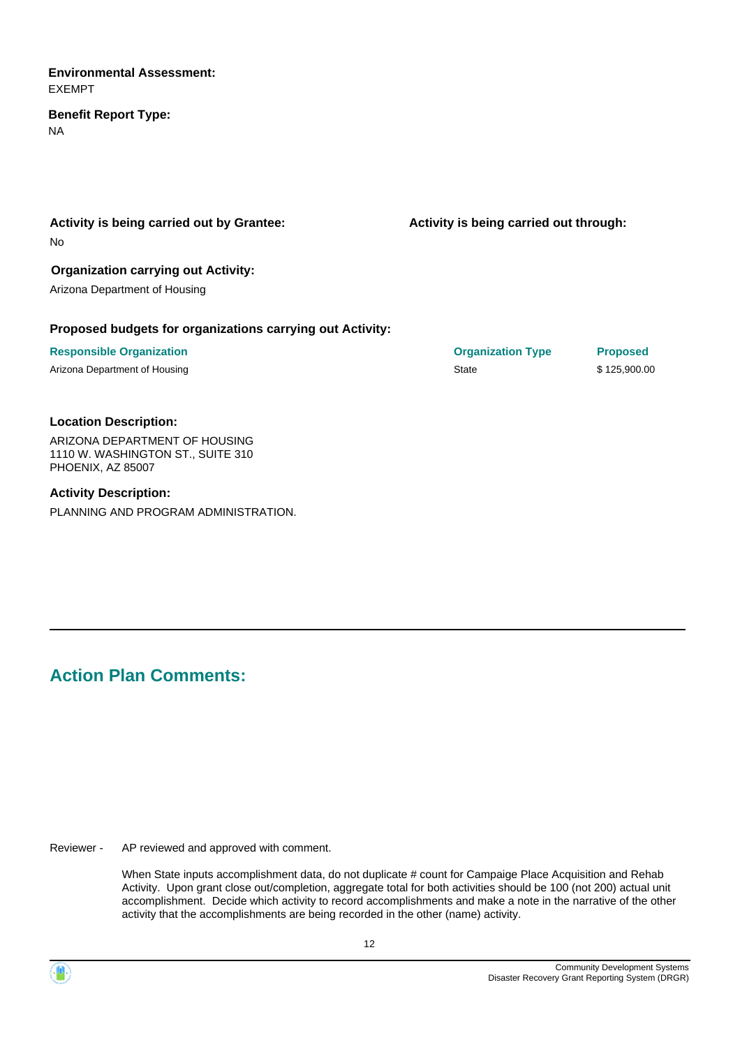**Environmental Assessment:**
EXEMPT

**Benefit Report Type:**
NA

**Activity is being carried out by Grantee:**
No

**Activity is being carried out through:**

**Organization carrying out Activity:**
Arizona Department of Housing

**Proposed budgets for organizations carrying out Activity:**

| Responsible Organization | Organization Type | Proposed |
|---|---|---|
| Arizona Department of Housing | State | $ 125,900.00 |

**Location Description:**

ARIZONA DEPARTMENT OF HOUSING
1110 W. WASHINGTON ST., SUITE 310
PHOENIX, AZ 85007

**Activity Description:**

PLANNING AND PROGRAM ADMINISTRATION.

## Action Plan Comments:

Reviewer - AP reviewed and approved with comment.

When State inputs accomplishment data, do not duplicate # count for Campaige Place Acquisition and Rehab Activity. Upon grant close out/completion, aggregate total for both activities should be 100 (not 200) actual unit accomplishment. Decide which activity to record accomplishments and make a note in the narrative of the other activity that the accomplishments are being recorded in the other (name) activity.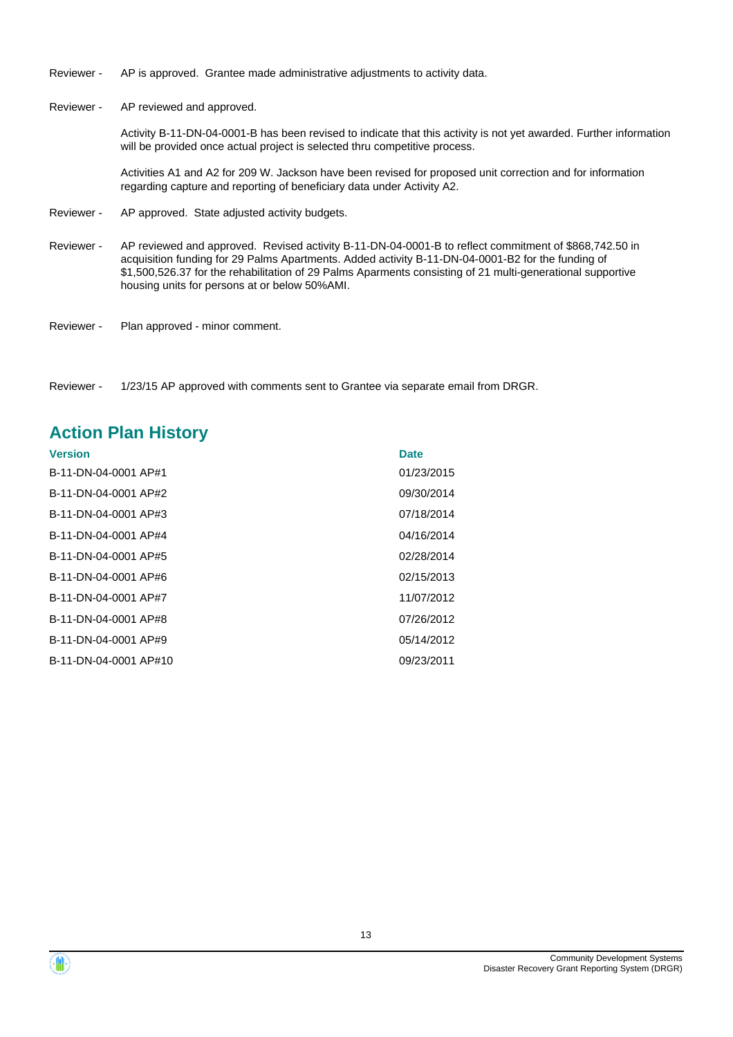Reviewer - AP is approved. Grantee made administrative adjustments to activity data.

Reviewer - AP reviewed and approved.

Activity B-11-DN-04-0001-B has been revised to indicate that this activity is not yet awarded. Further information will be provided once actual project is selected thru competitive process.

Activities A1 and A2 for 209 W. Jackson have been revised for proposed unit correction and for information regarding capture and reporting of beneficiary data under Activity A2.

Reviewer - AP approved. State adjusted activity budgets.

Reviewer - AP reviewed and approved. Revised activity B-11-DN-04-0001-B to reflect commitment of $868,742.50 in acquisition funding for 29 Palms Apartments. Added activity B-11-DN-04-0001-B2 for the funding of $1,500,526.37 for the rehabilitation of 29 Palms Aparments consisting of 21 multi-generational supportive housing units for persons at or below 50%AMI.

Reviewer - Plan approved - minor comment.

Reviewer - 1/23/15 AP approved with comments sent to Grantee via separate email from DRGR.

## Action Plan History

| Version | Date |
|---|---|
| B-11-DN-04-0001 AP#1 | 01/23/2015 |
| B-11-DN-04-0001 AP#2 | 09/30/2014 |
| B-11-DN-04-0001 AP#3 | 07/18/2014 |
| B-11-DN-04-0001 AP#4 | 04/16/2014 |
| B-11-DN-04-0001 AP#5 | 02/28/2014 |
| B-11-DN-04-0001 AP#6 | 02/15/2013 |
| B-11-DN-04-0001 AP#7 | 11/07/2012 |
| B-11-DN-04-0001 AP#8 | 07/26/2012 |
| B-11-DN-04-0001 AP#9 | 05/14/2012 |
| B-11-DN-04-0001 AP#10 | 09/23/2011 |